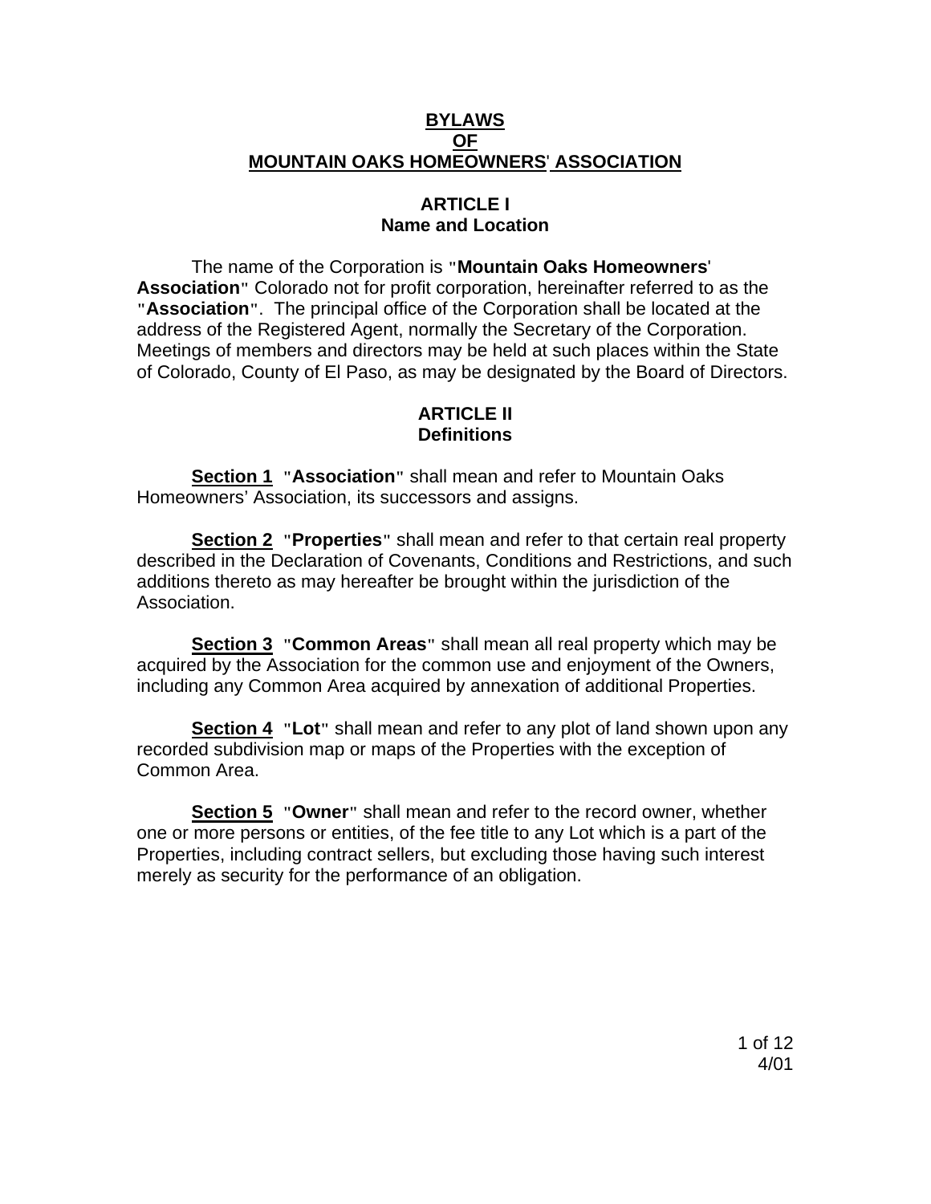# BYLAWS OF MOUNTAIN OAKS HOMEOWNERS' ASSOCIATION

## ARTICLE I
## Name and Location

The name of the Corporation is "**Mountain Oaks Homeowners' Association**" Colorado not for profit corporation, hereinafter referred to as the "**Association**". The principal office of the Corporation shall be located at the address of the Registered Agent, normally the Secretary of the Corporation. Meetings of members and directors may be held at such places within the State of Colorado, County of El Paso, as may be designated by the Board of Directors.

## ARTICLE II
## Definitions

**Section 1** "**Association**" shall mean and refer to Mountain Oaks Homeowners' Association, its successors and assigns.

**Section 2** "**Properties**" shall mean and refer to that certain real property described in the Declaration of Covenants, Conditions and Restrictions, and such additions thereto as may hereafter be brought within the jurisdiction of the Association.

**Section 3** "**Common Areas**" shall mean all real property which may be acquired by the Association for the common use and enjoyment of the Owners, including any Common Area acquired by annexation of additional Properties.

**Section 4** "**Lot**" shall mean and refer to any plot of land shown upon any recorded subdivision map or maps of the Properties with the exception of Common Area.

**Section 5** "**Owner**" shall mean and refer to the record owner, whether one or more persons or entities, of the fee title to any Lot which is a part of the Properties, including contract sellers, but excluding those having such interest merely as security for the performance of an obligation.

4/01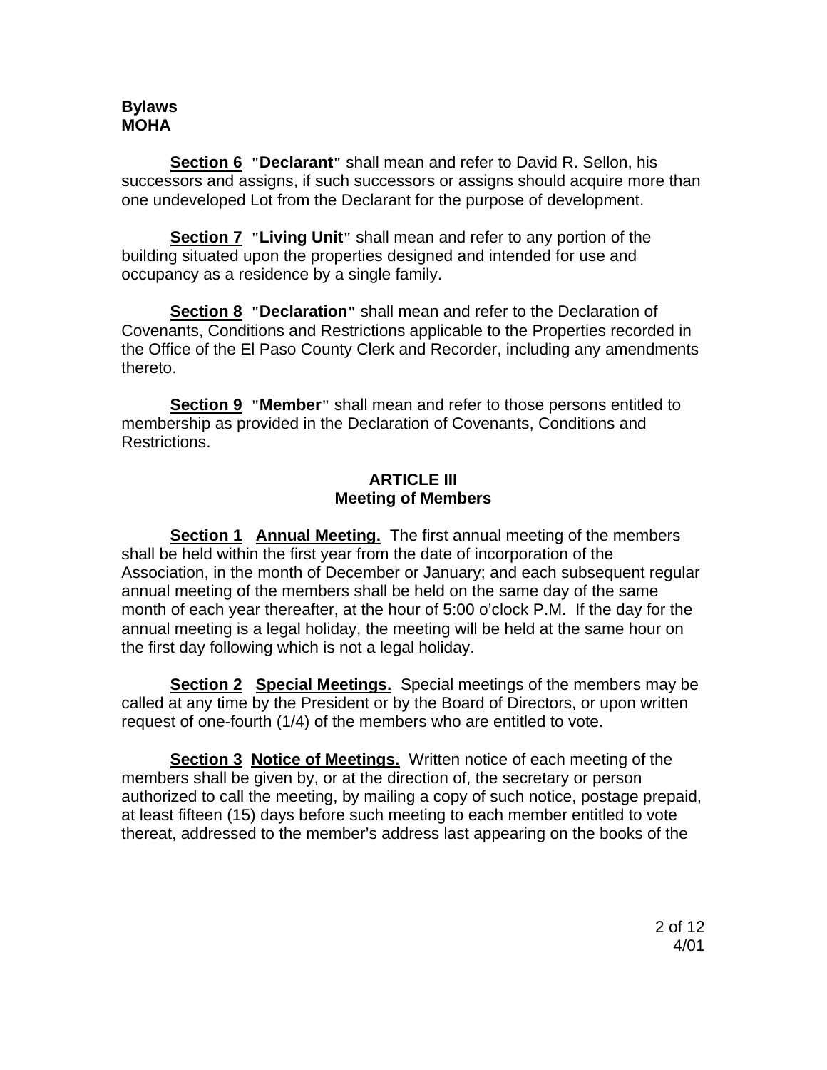**Section 6** **"Declarant"** shall mean and refer to David R. Sellon, his successors and assigns, if such successors or assigns should acquire more than one undeveloped Lot from the Declarant for the purpose of development.

**Section 7** **"Living Unit"** shall mean and refer to any portion of the building situated upon the properties designed and intended for use and occupancy as a residence by a single family.

**Section 8** **"Declaration"** shall mean and refer to the Declaration of Covenants, Conditions and Restrictions applicable to the Properties recorded in the Office of the El Paso County Clerk and Recorder, including any amendments thereto.

**Section 9** **"Member"** shall mean and refer to those persons entitled to membership as provided in the Declaration of Covenants, Conditions and Restrictions.

## ARTICLE III
## Meeting of Members

**Section 1** **Annual Meeting.** The first annual meeting of the members shall be held within the first year from the date of incorporation of the Association, in the month of December or January; and each subsequent regular annual meeting of the members shall be held on the same day of the same month of each year thereafter, at the hour of 5:00 o'clock P.M. If the day for the annual meeting is a legal holiday, the meeting will be held at the same hour on the first day following which is not a legal holiday.

**Section 2** **Special Meetings.** Special meetings of the members may be called at any time by the President or by the Board of Directors, or upon written request of one-fourth (1/4) of the members who are entitled to vote.

**Section 3** **Notice of Meetings.** Written notice of each meeting of the members shall be given by, or at the direction of, the secretary or person authorized to call the meeting, by mailing a copy of such notice, postage prepaid, at least fifteen (15) days before such meeting to each member entitled to vote thereat, addressed to the member's address last appearing on the books of the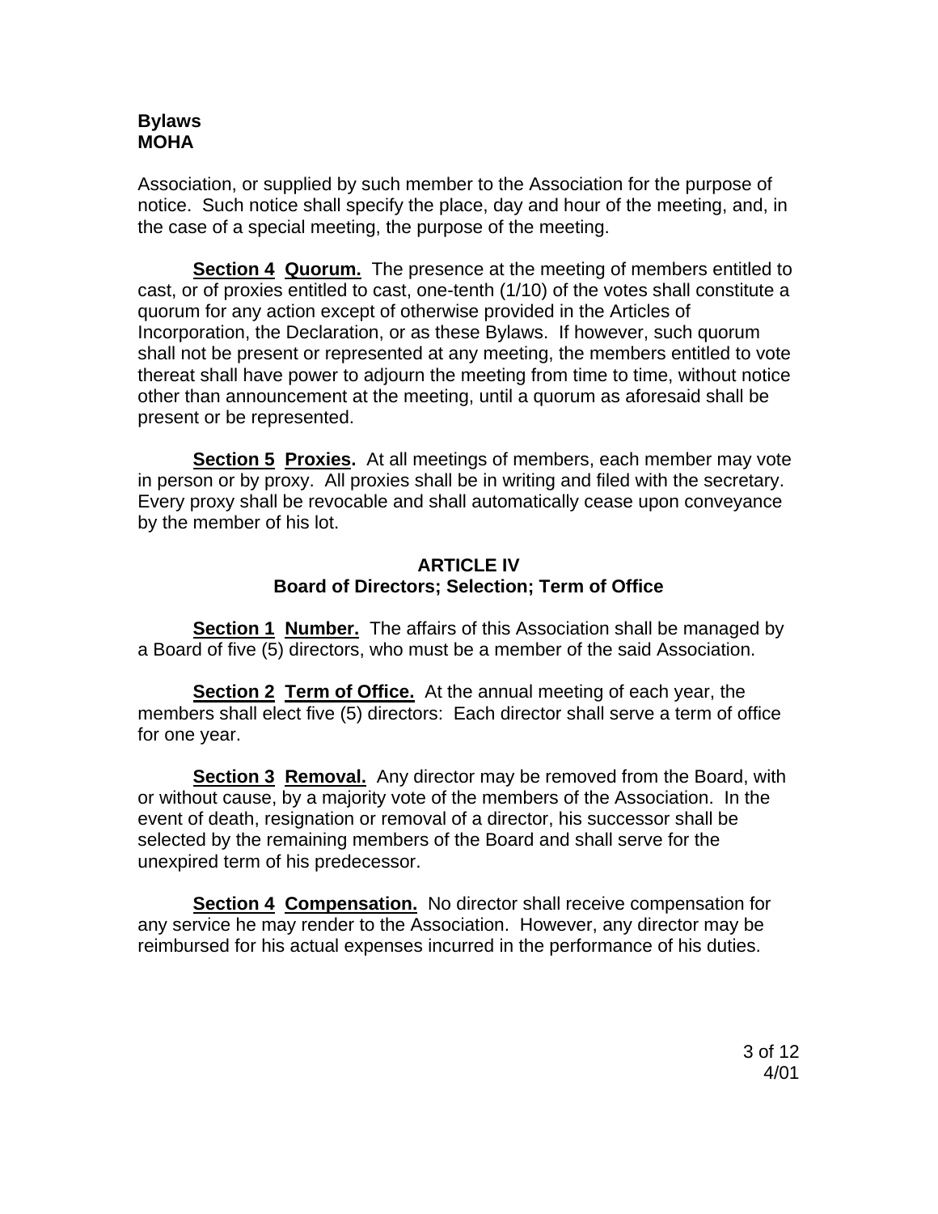Association, or supplied by such member to the Association for the purpose of notice. Such notice shall specify the place, day and hour of the meeting, and, in the case of a special meeting, the purpose of the meeting.

**Section 4 Quorum.** The presence at the meeting of members entitled to cast, or of proxies entitled to cast, one-tenth (1/10) of the votes shall constitute a quorum for any action except of otherwise provided in the Articles of Incorporation, the Declaration, or as these Bylaws. If however, such quorum shall not be present or represented at any meeting, the members entitled to vote thereat shall have power to adjourn the meeting from time to time, without notice other than announcement at the meeting, until a quorum as aforesaid shall be present or be represented.

**Section 5 Proxies.** At all meetings of members, each member may vote in person or by proxy. All proxies shall be in writing and filed with the secretary. Every proxy shall be revocable and shall automatically cease upon conveyance by the member of his lot.

## ARTICLE IV
## Board of Directors; Selection; Term of Office

**Section 1 Number.** The affairs of this Association shall be managed by a Board of five (5) directors, who must be a member of the said Association.

**Section 2 Term of Office.** At the annual meeting of each year, the members shall elect five (5) directors: Each director shall serve a term of office for one year.

**Section 3 Removal.** Any director may be removed from the Board, with or without cause, by a majority vote of the members of the Association. In the event of death, resignation or removal of a director, his successor shall be selected by the remaining members of the Board and shall serve for the unexpired term of his predecessor.

**Section 4 Compensation.** No director shall receive compensation for any service he may render to the Association. However, any director may be reimbursed for his actual expenses incurred in the performance of his duties.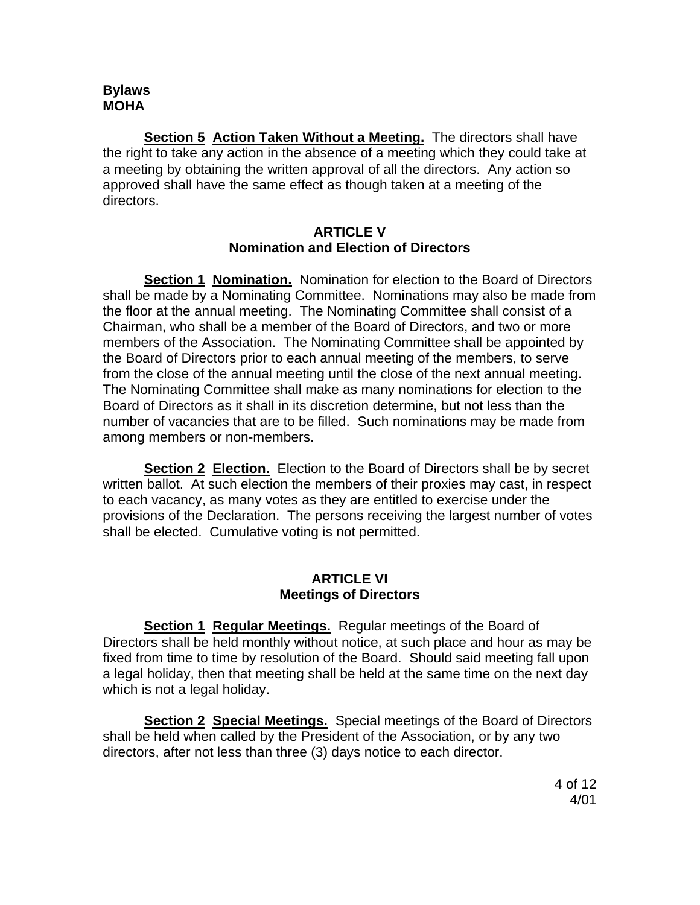**Section 5 Action Taken Without a Meeting.** The directors shall have the right to take any action in the absence of a meeting which they could take at a meeting by obtaining the written approval of all the directors. Any action so approved shall have the same effect as though taken at a meeting of the directors.

## ARTICLE V
## Nomination and Election of Directors

**Section 1 Nomination.** Nomination for election to the Board of Directors shall be made by a Nominating Committee. Nominations may also be made from the floor at the annual meeting. The Nominating Committee shall consist of a Chairman, who shall be a member of the Board of Directors, and two or more members of the Association. The Nominating Committee shall be appointed by the Board of Directors prior to each annual meeting of the members, to serve from the close of the annual meeting until the close of the next annual meeting. The Nominating Committee shall make as many nominations for election to the Board of Directors as it shall in its discretion determine, but not less than the number of vacancies that are to be filled. Such nominations may be made from among members or non-members.

**Section 2 Election.** Election to the Board of Directors shall be by secret written ballot. At such election the members of their proxies may cast, in respect to each vacancy, as many votes as they are entitled to exercise under the provisions of the Declaration. The persons receiving the largest number of votes shall be elected. Cumulative voting is not permitted.

## ARTICLE VI
## Meetings of Directors

**Section 1 Regular Meetings.** Regular meetings of the Board of Directors shall be held monthly without notice, at such place and hour as may be fixed from time to time by resolution of the Board. Should said meeting fall upon a legal holiday, then that meeting shall be held at the same time on the next day which is not a legal holiday.

**Section 2 Special Meetings.** Special meetings of the Board of Directors shall be held when called by the President of the Association, or by any two directors, after not less than three (3) days notice to each director.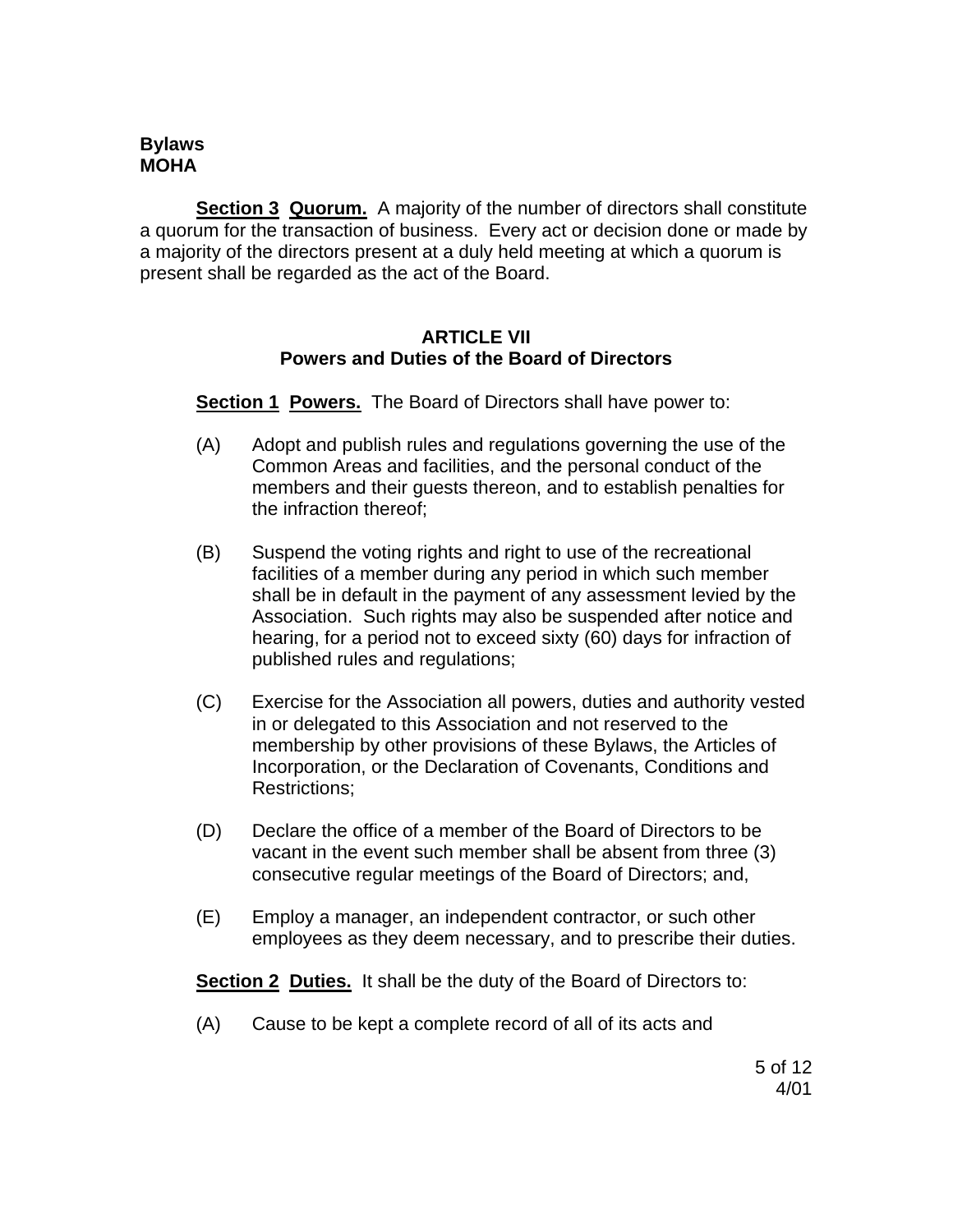**Section 3 Quorum.** A majority of the number of directors shall constitute a quorum for the transaction of business. Every act or decision done or made by a majority of the directors present at a duly held meeting at which a quorum is present shall be regarded as the act of the Board.

## ARTICLE VII
## Powers and Duties of the Board of Directors

**Section 1 Powers.** The Board of Directors shall have power to:

(A) Adopt and publish rules and regulations governing the use of the Common Areas and facilities, and the personal conduct of the members and their guests thereon, and to establish penalties for the infraction thereof;

(B) Suspend the voting rights and right to use of the recreational facilities of a member during any period in which such member shall be in default in the payment of any assessment levied by the Association. Such rights may also be suspended after notice and hearing, for a period not to exceed sixty (60) days for infraction of published rules and regulations;

(C) Exercise for the Association all powers, duties and authority vested in or delegated to this Association and not reserved to the membership by other provisions of these Bylaws, the Articles of Incorporation, or the Declaration of Covenants, Conditions and Restrictions;

(D) Declare the office of a member of the Board of Directors to be vacant in the event such member shall be absent from three (3) consecutive regular meetings of the Board of Directors; and,

(E) Employ a manager, an independent contractor, or such other employees as they deem necessary, and to prescribe their duties.

**Section 2 Duties.** It shall be the duty of the Board of Directors to:

(A) Cause to be kept a complete record of all of its acts and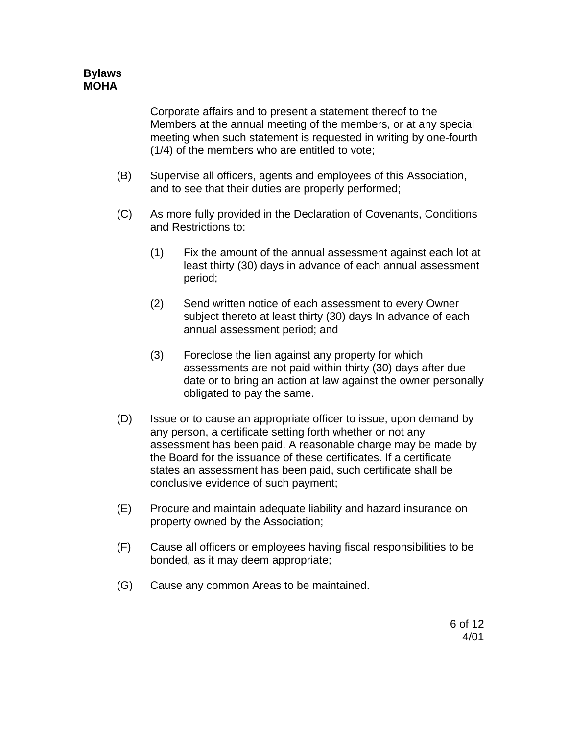Corporate affairs and to present a statement thereof to the Members at the annual meeting of the members, or at any special meeting when such statement is requested in writing by one-fourth (1/4) of the members who are entitled to vote;

(B) Supervise all officers, agents and employees of this Association, and to see that their duties are properly performed;

(C) As more fully provided in the Declaration of Covenants, Conditions and Restrictions to:

  (1) Fix the amount of the annual assessment against each lot at least thirty (30) days in advance of each annual assessment period;

  (2) Send written notice of each assessment to every Owner subject thereto at least thirty (30) days In advance of each annual assessment period; and

  (3) Foreclose the lien against any property for which assessments are not paid within thirty (30) days after due date or to bring an action at law against the owner personally obligated to pay the same.

(D) Issue or to cause an appropriate officer to issue, upon demand by any person, a certificate setting forth whether or not any assessment has been paid. A reasonable charge may be made by the Board for the issuance of these certificates. If a certificate states an assessment has been paid, such certificate shall be conclusive evidence of such payment;

(E) Procure and maintain adequate liability and hazard insurance on property owned by the Association;

(F) Cause all officers or employees having fiscal responsibilities to be bonded, as it may deem appropriate;

(G) Cause any common Areas to be maintained.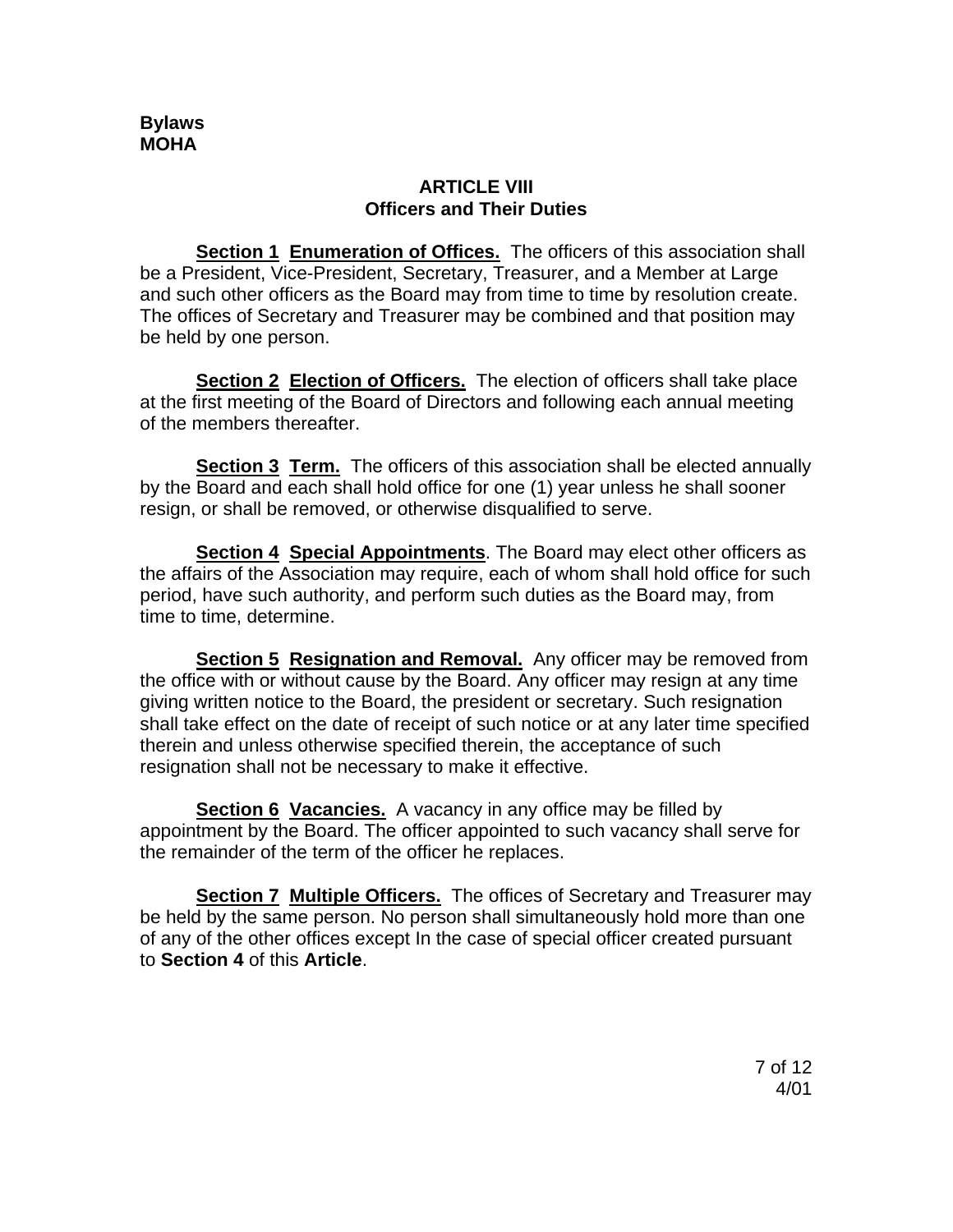# ARTICLE VIII
## Officers and Their Duties

**Section 1 Enumeration of Offices.** The officers of this association shall be a President, Vice-President, Secretary, Treasurer, and a Member at Large and such other officers as the Board may from time to time by resolution create. The offices of Secretary and Treasurer may be combined and that position may be held by one person.

**Section 2 Election of Officers.** The election of officers shall take place at the first meeting of the Board of Directors and following each annual meeting of the members thereafter.

**Section 3 Term.** The officers of this association shall be elected annually by the Board and each shall hold office for one (1) year unless he shall sooner resign, or shall be removed, or otherwise disqualified to serve.

**Section 4 Special Appointments**. The Board may elect other officers as the affairs of the Association may require, each of whom shall hold office for such period, have such authority, and perform such duties as the Board may, from time to time, determine.

**Section 5 Resignation and Removal.** Any officer may be removed from the office with or without cause by the Board. Any officer may resign at any time giving written notice to the Board, the president or secretary. Such resignation shall take effect on the date of receipt of such notice or at any later time specified therein and unless otherwise specified therein, the acceptance of such resignation shall not be necessary to make it effective.

**Section 6 Vacancies.** A vacancy in any office may be filled by appointment by the Board. The officer appointed to such vacancy shall serve for the remainder of the term of the officer he replaces.

**Section 7 Multiple Officers.** The offices of Secretary and Treasurer may be held by the same person. No person shall simultaneously hold more than one of any of the other offices except In the case of special officer created pursuant to **Section 4** of this **Article**.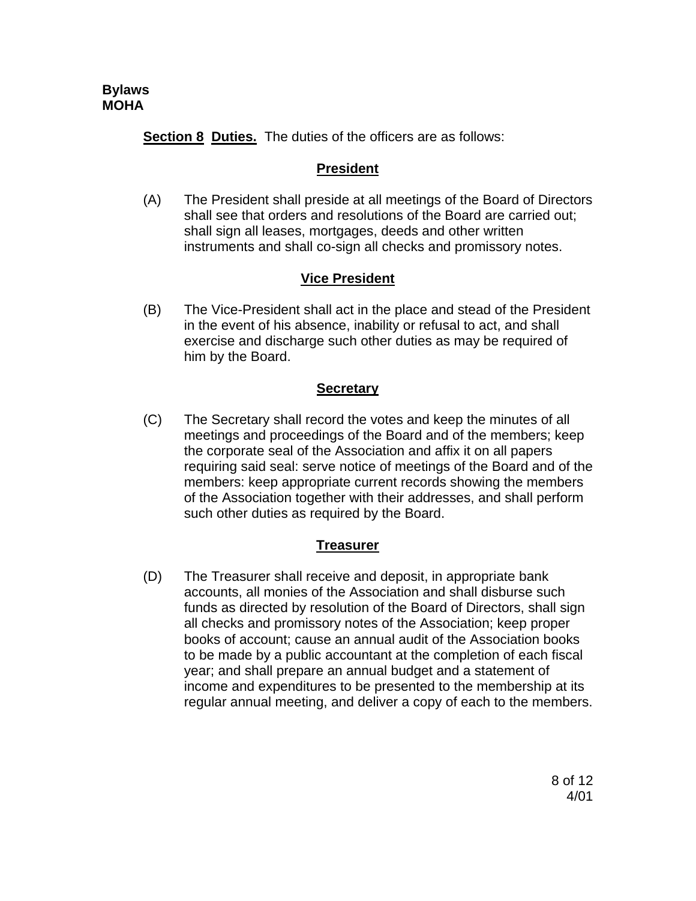**Section 8 Duties.** The duties of the officers are as follows:

**President**

(A) The President shall preside at all meetings of the Board of Directors shall see that orders and resolutions of the Board are carried out; shall sign all leases, mortgages, deeds and other written instruments and shall co-sign all checks and promissory notes.

**Vice President**

(B) The Vice-President shall act in the place and stead of the President in the event of his absence, inability or refusal to act, and shall exercise and discharge such other duties as may be required of him by the Board.

**Secretary**

(C) The Secretary shall record the votes and keep the minutes of all meetings and proceedings of the Board and of the members; keep the corporate seal of the Association and affix it on all papers requiring said seal: serve notice of meetings of the Board and of the members: keep appropriate current records showing the members of the Association together with their addresses, and shall perform such other duties as required by the Board.

**Treasurer**

(D) The Treasurer shall receive and deposit, in appropriate bank accounts, all monies of the Association and shall disburse such funds as directed by resolution of the Board of Directors, shall sign all checks and promissory notes of the Association; keep proper books of account; cause an annual audit of the Association books to be made by a public accountant at the completion of each fiscal year; and shall prepare an annual budget and a statement of income and expenditures to be presented to the membership at its regular annual meeting, and deliver a copy of each to the members.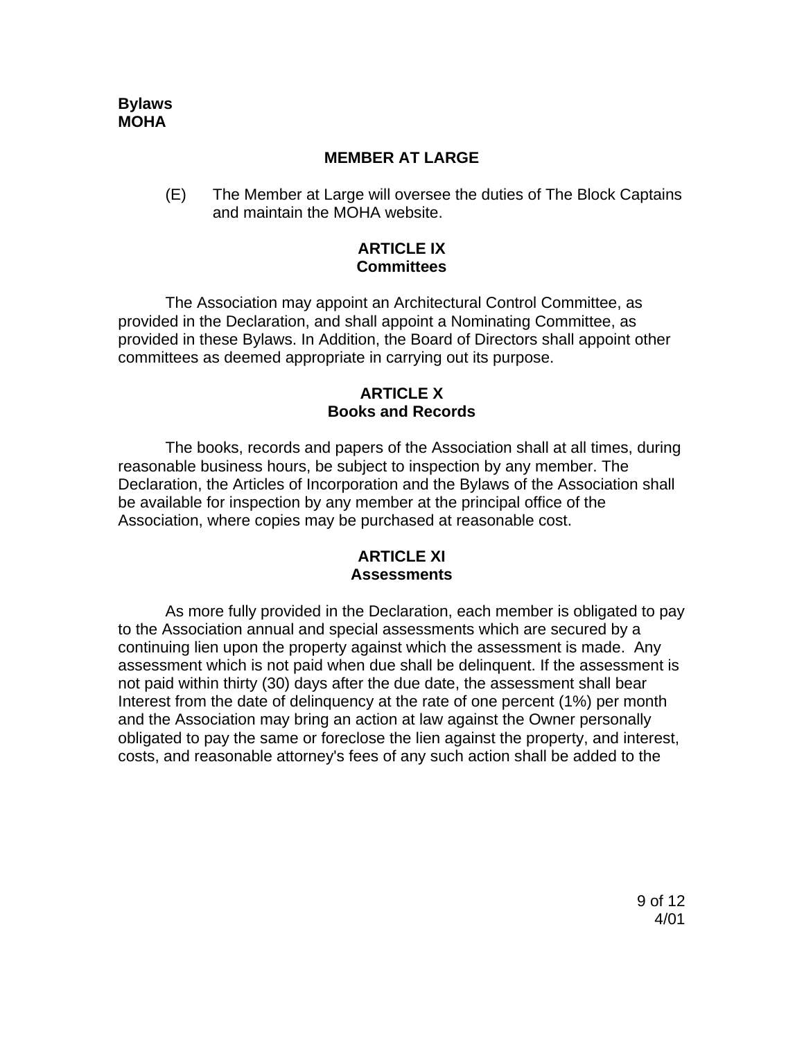### MEMBER AT LARGE

(E) The Member at Large will oversee the duties of The Block Captains and maintain the MOHA website.

## ARTICLE IX
## Committees

The Association may appoint an Architectural Control Committee, as provided in the Declaration, and shall appoint a Nominating Committee, as provided in these Bylaws. In Addition, the Board of Directors shall appoint other committees as deemed appropriate in carrying out its purpose.

## ARTICLE X
## Books and Records

The books, records and papers of the Association shall at all times, during reasonable business hours, be subject to inspection by any member. The Declaration, the Articles of Incorporation and the Bylaws of the Association shall be available for inspection by any member at the principal office of the Association, where copies may be purchased at reasonable cost.

## ARTICLE XI
## Assessments

As more fully provided in the Declaration, each member is obligated to pay to the Association annual and special assessments which are secured by a continuing lien upon the property against which the assessment is made. Any assessment which is not paid when due shall be delinquent. If the assessment is not paid within thirty (30) days after the due date, the assessment shall bear Interest from the date of delinquency at the rate of one percent (1%) per month and the Association may bring an action at law against the Owner personally obligated to pay the same or foreclose the lien against the property, and interest, costs, and reasonable attorney's fees of any such action shall be added to the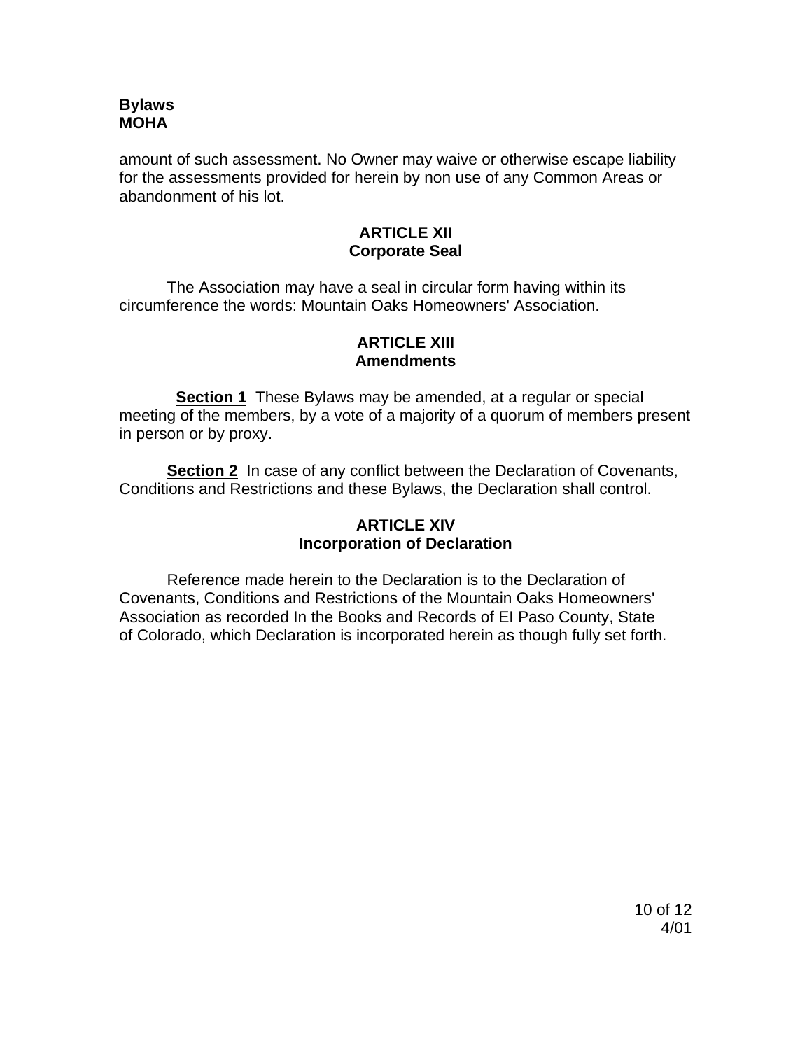amount of such assessment. No Owner may waive or otherwise escape liability for the assessments provided for herein by non use of any Common Areas or abandonment of his lot.

## ARTICLE XII
## Corporate Seal

The Association may have a seal in circular form having within its circumference the words: Mountain Oaks Homeowners' Association.

## ARTICLE XIII
## Amendments

**Section 1** These Bylaws may be amended, at a regular or special meeting of the members, by a vote of a majority of a quorum of members present in person or by proxy.

**Section 2** In case of any conflict between the Declaration of Covenants, Conditions and Restrictions and these Bylaws, the Declaration shall control.

## ARTICLE XIV
## Incorporation of Declaration

Reference made herein to the Declaration is to the Declaration of Covenants, Conditions and Restrictions of the Mountain Oaks Homeowners' Association as recorded In the Books and Records of El Paso County, State of Colorado, which Declaration is incorporated herein as though fully set forth.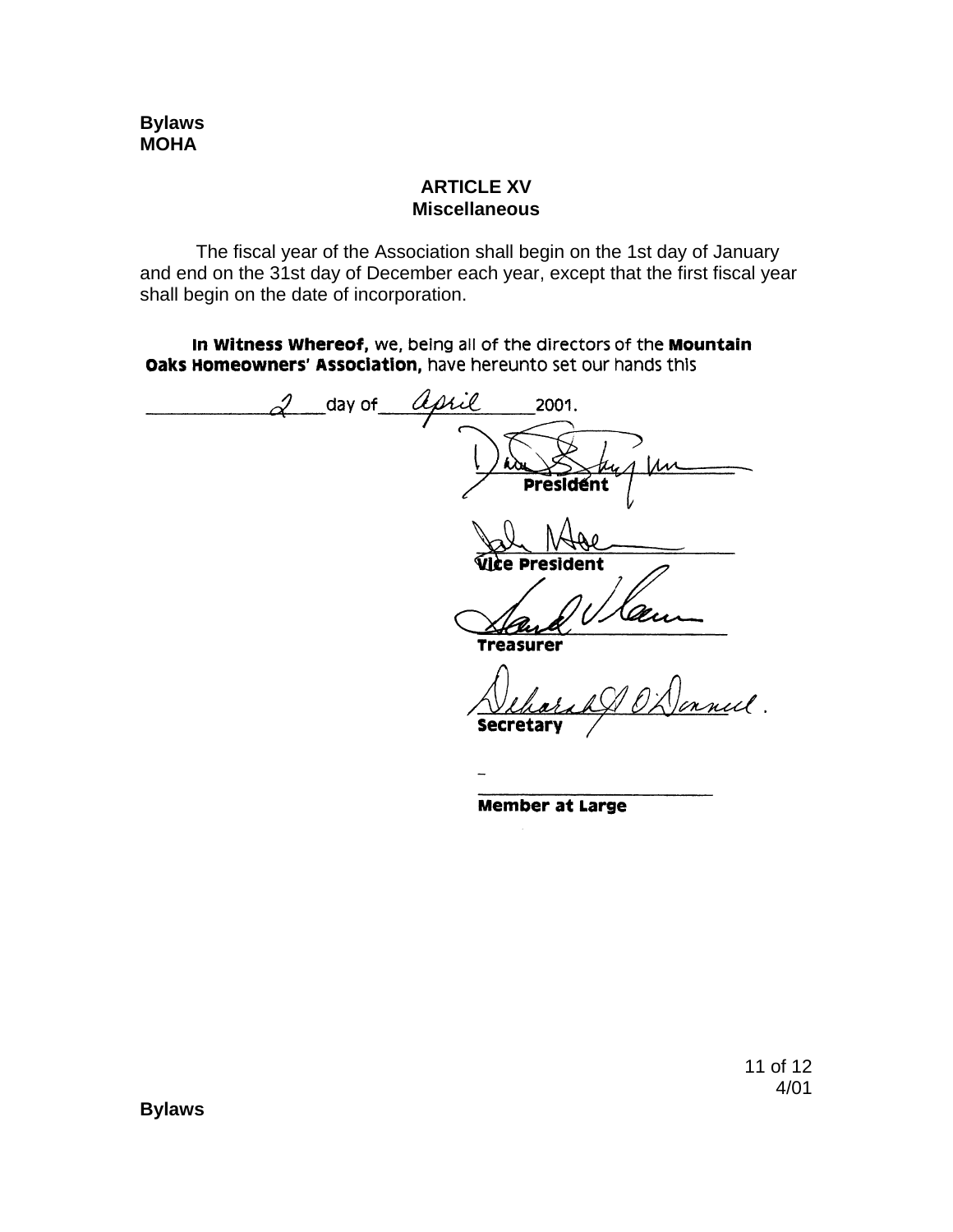## ARTICLE XV
## Miscellaneous

The fiscal year of the Association shall begin on the 1st day of January and end on the 31st day of December each year, except that the first fiscal year shall begin on the date of incorporation.

**In Witness Whereof,** we, being all of the directors of the **Mountain Oaks Homeowners' Association,** have hereunto set our hands this

2 day of april 2001.

**President**

**Vice President**

**Treasurer**

**Secretary**

**Member at Large**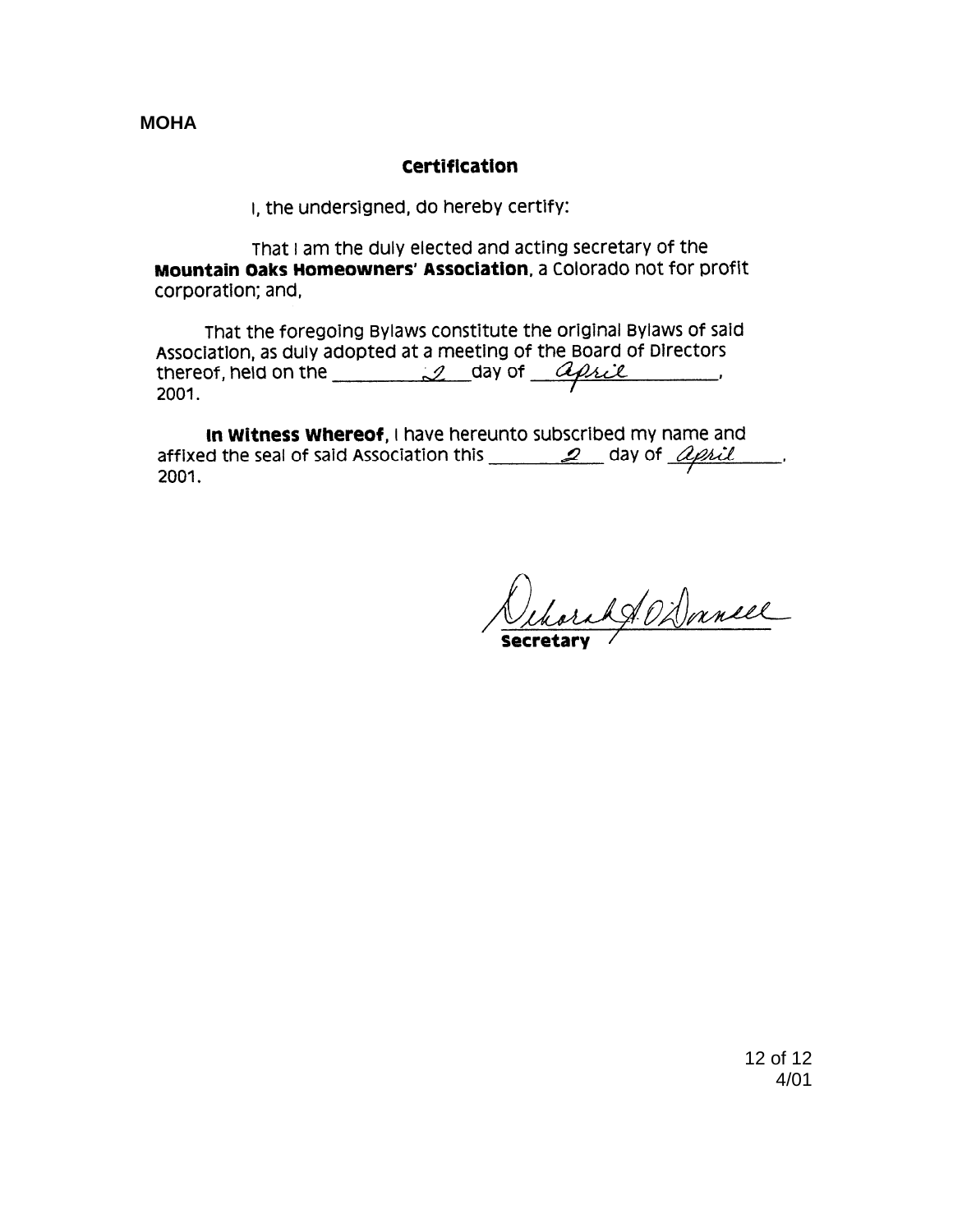MOHA

## Certification

I, the undersigned, do hereby certify:

That I am the duly elected and acting secretary of the **Mountain Oaks Homeowners' Association**, a Colorado not for profit corporation; and,

That the foregoing Bylaws constitute the original Bylaws of said Association, as duly adopted at a meeting of the Board of Directors thereof, held on the 2 day of April, 2001.

**In Witness Whereof**, I have hereunto subscribed my name and affixed the seal of said Association this 2 day of April, 2001.

Deborah A. O'Donnell
**Secretary**